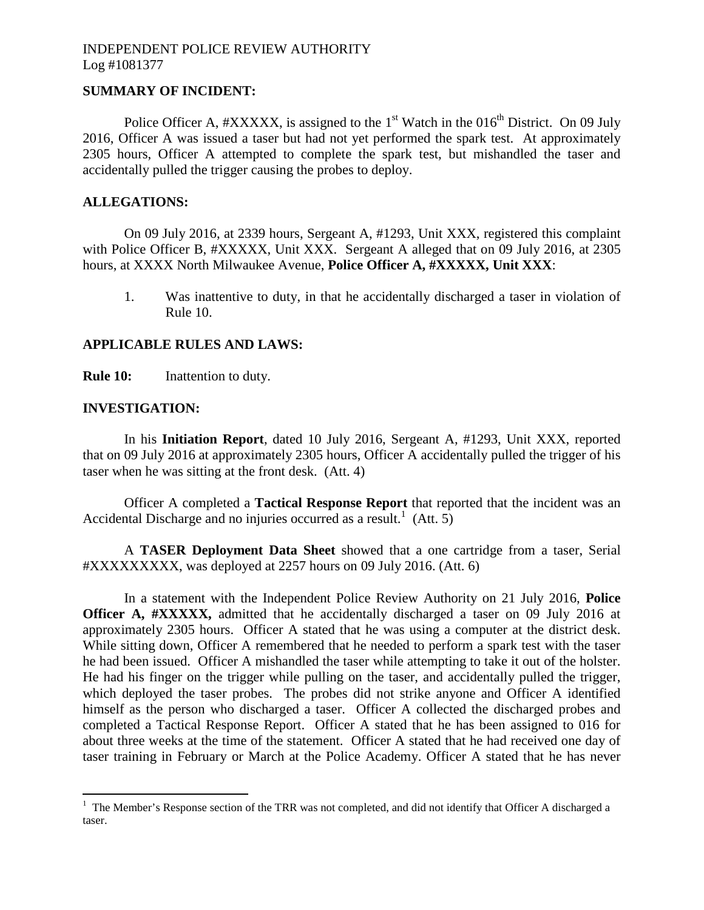INDEPENDENT POLICE REVIEW AUTHORITY
Log #1081377

## SUMMARY OF INCIDENT:

Police Officer A, #XXXXX, is assigned to the 1st Watch in the 016th District. On 09 July 2016, Officer A was issued a taser but had not yet performed the spark test. At approximately 2305 hours, Officer A attempted to complete the spark test, but mishandled the taser and accidentally pulled the trigger causing the probes to deploy.

## ALLEGATIONS:

On 09 July 2016, at 2339 hours, Sergeant A, #1293, Unit XXX, registered this complaint with Police Officer B, #XXXXX, Unit XXX. Sergeant A alleged that on 09 July 2016, at 2305 hours, at XXXX North Milwaukee Avenue, **Police Officer A, #XXXXX, Unit XXX**:

1. Was inattentive to duty, in that he accidentally discharged a taser in violation of Rule 10.

## APPLICABLE RULES AND LAWS:

**Rule 10:** Inattention to duty.

## INVESTIGATION:

In his **Initiation Report**, dated 10 July 2016, Sergeant A, #1293, Unit XXX, reported that on 09 July 2016 at approximately 2305 hours, Officer A accidentally pulled the trigger of his taser when he was sitting at the front desk. (Att. 4)

Officer A completed a **Tactical Response Report** that reported that the incident was an Accidental Discharge and no injuries occurred as a result.[1] (Att. 5)

A **TASER Deployment Data Sheet** showed that a one cartridge from a taser, Serial #XXXXXXXXX, was deployed at 2257 hours on 09 July 2016. (Att. 6)

In a statement with the Independent Police Review Authority on 21 July 2016, **Police Officer A, #XXXXX,** admitted that he accidentally discharged a taser on 09 July 2016 at approximately 2305 hours. Officer A stated that he was using a computer at the district desk. While sitting down, Officer A remembered that he needed to perform a spark test with the taser he had been issued. Officer A mishandled the taser while attempting to take it out of the holster. He had his finger on the trigger while pulling on the taser, and accidentally pulled the trigger, which deployed the taser probes. The probes did not strike anyone and Officer A identified himself as the person who discharged a taser. Officer A collected the discharged probes and completed a Tactical Response Report. Officer A stated that he has been assigned to 016 for about three weeks at the time of the statement. Officer A stated that he had received one day of taser training in February or March at the Police Academy. Officer A stated that he has never

[1] The Member's Response section of the TRR was not completed, and did not identify that Officer A discharged a taser.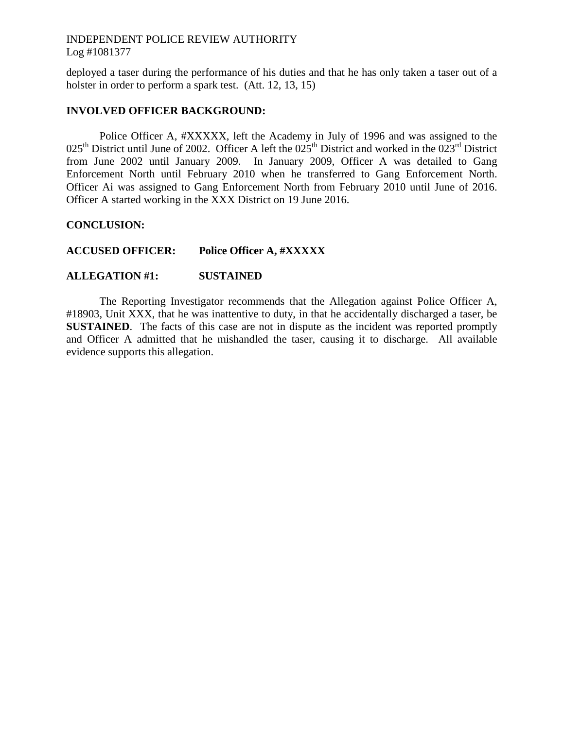deployed a taser during the performance of his duties and that he has only taken a taser out of a holster in order to perform a spark test. (Att. 12, 13, 15)

**INVOLVED OFFICER BACKGROUND:**

Police Officer A, #XXXXX, left the Academy in July of 1996 and was assigned to the 025th District until June of 2002. Officer A left the 025th District and worked in the 023rd District from June 2002 until January 2009. In January 2009, Officer A was detailed to Gang Enforcement North until February 2010 when he transferred to Gang Enforcement North. Officer Ai was assigned to Gang Enforcement North from February 2010 until June of 2016. Officer A started working in the XXX District on 19 June 2016.

**CONCLUSION:**

**ACCUSED OFFICER: Police Officer A, #XXXXX**

**ALLEGATION #1: SUSTAINED**

The Reporting Investigator recommends that the Allegation against Police Officer A, #18903, Unit XXX, that he was inattentive to duty, in that he accidentally discharged a taser, be **SUSTAINED**. The facts of this case are not in dispute as the incident was reported promptly and Officer A admitted that he mishandled the taser, causing it to discharge. All available evidence supports this allegation.